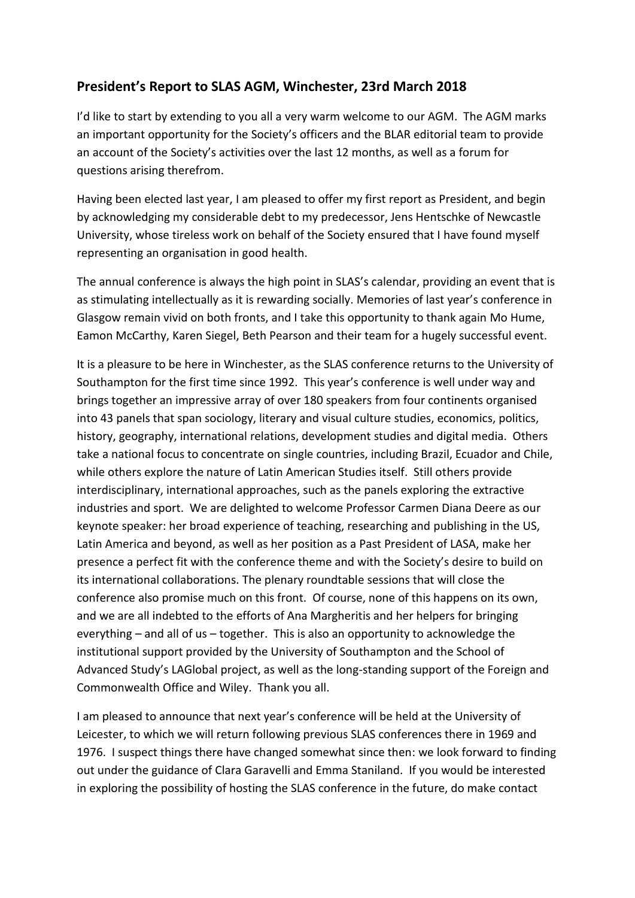## President's Report to SLAS AGM, Winchester, 23rd March 2018

I'd like to start by extending to you all a very warm welcome to our AGM. The AGM marks an important opportunity for the Society's officers and the BLAR editorial team to provide an account of the Society's activities over the last 12 months, as well as a forum for questions arising therefrom.

Having been elected last year, I am pleased to offer my first report as President, and begin by acknowledging my considerable debt to my predecessor, Jens Hentschke of Newcastle University, whose tireless work on behalf of the Society ensured that I have found myself representing an organisation in good health.

The annual conference is always the high point in SLAS's calendar, providing an event that is as stimulating intellectually as it is rewarding socially. Memories of last year's conference in Glasgow remain vivid on both fronts, and I take this opportunity to thank again Mo Hume, Eamon McCarthy, Karen Siegel, Beth Pearson and their team for a hugely successful event.

It is a pleasure to be here in Winchester, as the SLAS conference returns to the University of Southampton for the first time since 1992. This year's conference is well under way and brings together an impressive array of over 180 speakers from four continents organised into 43 panels that span sociology, literary and visual culture studies, economics, politics, history, geography, international relations, development studies and digital media. Others take a national focus to concentrate on single countries, including Brazil, Ecuador and Chile, while others explore the nature of Latin American Studies itself. Still others provide interdisciplinary, international approaches, such as the panels exploring the extractive industries and sport. We are delighted to welcome Professor Carmen Diana Deere as our keynote speaker: her broad experience of teaching, researching and publishing in the US, Latin America and beyond, as well as her position as a Past President of LASA, make her presence a perfect fit with the conference theme and with the Society's desire to build on its international collaborations. The plenary roundtable sessions that will close the conference also promise much on this front. Of course, none of this happens on its own, and we are all indebted to the efforts of Ana Margheritis and her helpers for bringing everything – and all of us – together. This is also an opportunity to acknowledge the institutional support provided by the University of Southampton and the School of Advanced Study's LAGlobal project, as well as the long-standing support of the Foreign and Commonwealth Office and Wiley. Thank you all.

I am pleased to announce that next year's conference will be held at the University of Leicester, to which we will return following previous SLAS conferences there in 1969 and 1976. I suspect things there have changed somewhat since then: we look forward to finding out under the guidance of Clara Garavelli and Emma Staniland. If you would be interested in exploring the possibility of hosting the SLAS conference in the future, do make contact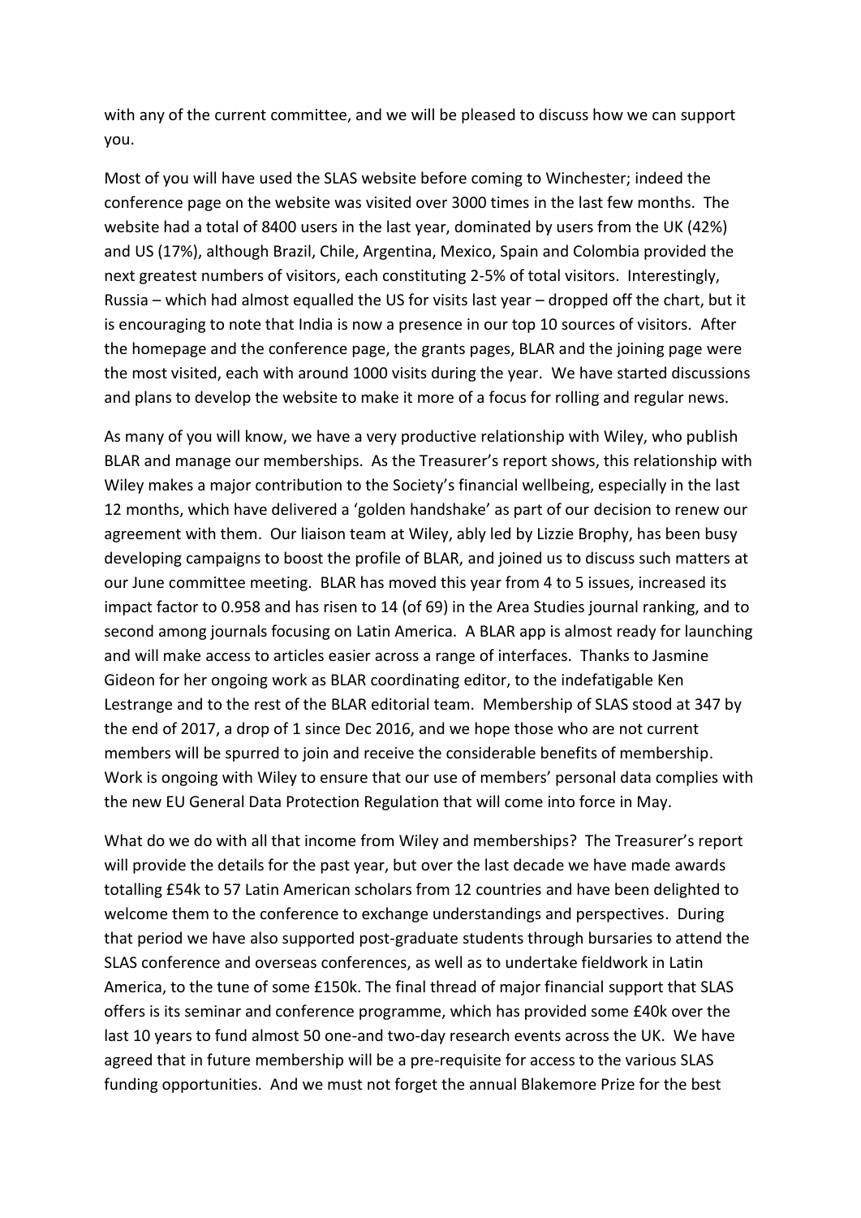with any of the current committee, and we will be pleased to discuss how we can support you.

Most of you will have used the SLAS website before coming to Winchester; indeed the conference page on the website was visited over 3000 times in the last few months. The website had a total of 8400 users in the last year, dominated by users from the UK (42%) and US (17%), although Brazil, Chile, Argentina, Mexico, Spain and Colombia provided the next greatest numbers of visitors, each constituting 2-5% of total visitors. Interestingly, Russia – which had almost equalled the US for visits last year – dropped off the chart, but it is encouraging to note that India is now a presence in our top 10 sources of visitors. After the homepage and the conference page, the grants pages, BLAR and the joining page were the most visited, each with around 1000 visits during the year. We have started discussions and plans to develop the website to make it more of a focus for rolling and regular news.

As many of you will know, we have a very productive relationship with Wiley, who publish BLAR and manage our memberships. As the Treasurer's report shows, this relationship with Wiley makes a major contribution to the Society's financial wellbeing, especially in the last 12 months, which have delivered a 'golden handshake' as part of our decision to renew our agreement with them. Our liaison team at Wiley, ably led by Lizzie Brophy, has been busy developing campaigns to boost the profile of BLAR, and joined us to discuss such matters at our June committee meeting. BLAR has moved this year from 4 to 5 issues, increased its impact factor to 0.958 and has risen to 14 (of 69) in the Area Studies journal ranking, and to second among journals focusing on Latin America. A BLAR app is almost ready for launching and will make access to articles easier across a range of interfaces. Thanks to Jasmine Gideon for her ongoing work as BLAR coordinating editor, to the indefatigable Ken Lestrange and to the rest of the BLAR editorial team. Membership of SLAS stood at 347 by the end of 2017, a drop of 1 since Dec 2016, and we hope those who are not current members will be spurred to join and receive the considerable benefits of membership. Work is ongoing with Wiley to ensure that our use of members' personal data complies with the new EU General Data Protection Regulation that will come into force in May.

What do we do with all that income from Wiley and memberships? The Treasurer's report will provide the details for the past year, but over the last decade we have made awards totalling £54k to 57 Latin American scholars from 12 countries and have been delighted to welcome them to the conference to exchange understandings and perspectives. During that period we have also supported post-graduate students through bursaries to attend the SLAS conference and overseas conferences, as well as to undertake fieldwork in Latin America, to the tune of some £150k. The final thread of major financial support that SLAS offers is its seminar and conference programme, which has provided some £40k over the last 10 years to fund almost 50 one-and two-day research events across the UK. We have agreed that in future membership will be a pre-requisite for access to the various SLAS funding opportunities. And we must not forget the annual Blakemore Prize for the best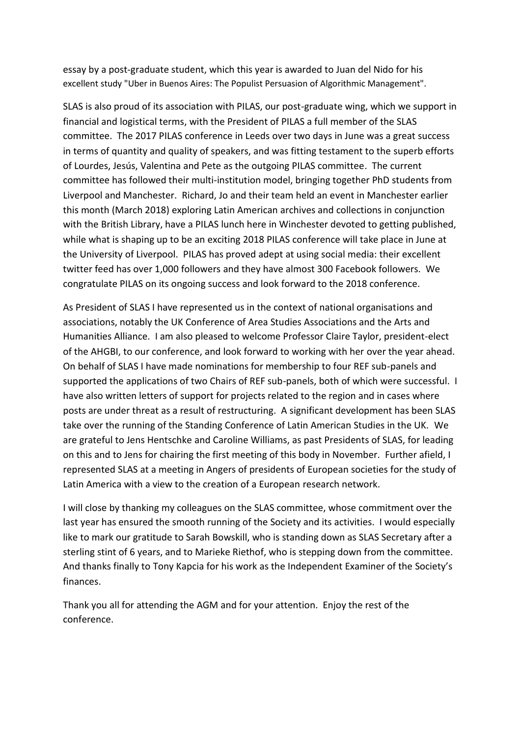essay by a post-graduate student, which this year is awarded to Juan del Nido for his excellent study "Uber in Buenos Aires: The Populist Persuasion of Algorithmic Management".

SLAS is also proud of its association with PILAS, our post-graduate wing, which we support in financial and logistical terms, with the President of PILAS a full member of the SLAS committee. The 2017 PILAS conference in Leeds over two days in June was a great success in terms of quantity and quality of speakers, and was fitting testament to the superb efforts of Lourdes, Jesús, Valentina and Pete as the outgoing PILAS committee. The current committee has followed their multi-institution model, bringing together PhD students from Liverpool and Manchester. Richard, Jo and their team held an event in Manchester earlier this month (March 2018) exploring Latin American archives and collections in conjunction with the British Library, have a PILAS lunch here in Winchester devoted to getting published, while what is shaping up to be an exciting 2018 PILAS conference will take place in June at the University of Liverpool. PILAS has proved adept at using social media: their excellent twitter feed has over 1,000 followers and they have almost 300 Facebook followers. We congratulate PILAS on its ongoing success and look forward to the 2018 conference.

As President of SLAS I have represented us in the context of national organisations and associations, notably the UK Conference of Area Studies Associations and the Arts and Humanities Alliance. I am also pleased to welcome Professor Claire Taylor, president-elect of the AHGBI, to our conference, and look forward to working with her over the year ahead. On behalf of SLAS I have made nominations for membership to four REF sub-panels and supported the applications of two Chairs of REF sub-panels, both of which were successful. I have also written letters of support for projects related to the region and in cases where posts are under threat as a result of restructuring. A significant development has been SLAS take over the running of the Standing Conference of Latin American Studies in the UK. We are grateful to Jens Hentschke and Caroline Williams, as past Presidents of SLAS, for leading on this and to Jens for chairing the first meeting of this body in November. Further afield, I represented SLAS at a meeting in Angers of presidents of European societies for the study of Latin America with a view to the creation of a European research network.

I will close by thanking my colleagues on the SLAS committee, whose commitment over the last year has ensured the smooth running of the Society and its activities. I would especially like to mark our gratitude to Sarah Bowskill, who is standing down as SLAS Secretary after a sterling stint of 6 years, and to Marieke Riethof, who is stepping down from the committee. And thanks finally to Tony Kapcia for his work as the Independent Examiner of the Society's finances.

Thank you all for attending the AGM and for your attention. Enjoy the rest of the conference.